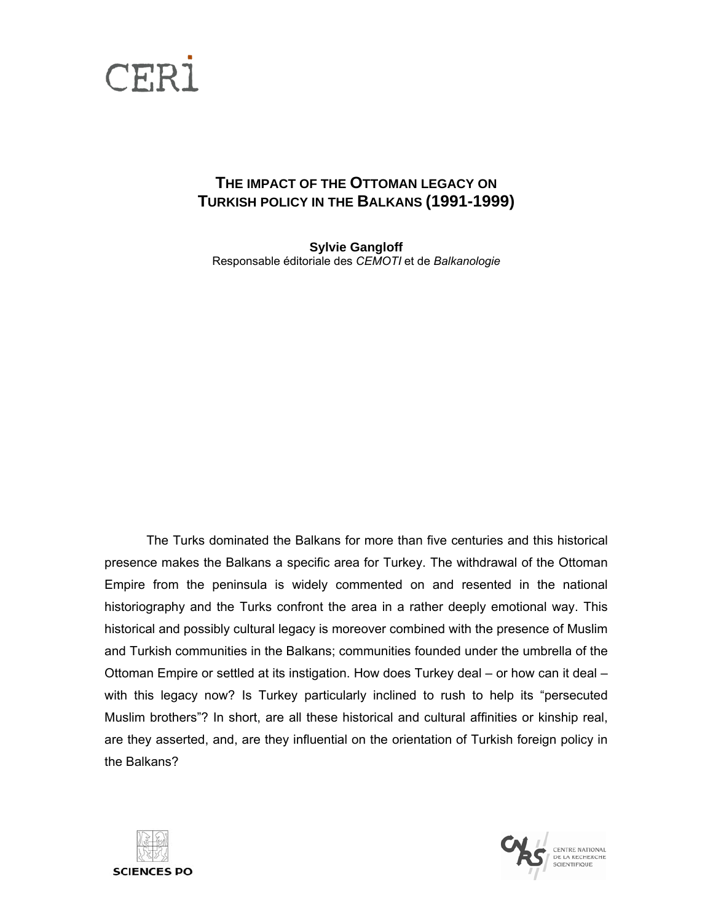CERI

# THE IMPACT OF THE OTTOMAN LEGACY ON TURKISH POLICY IN THE BALKANS (1991-1999)

**Sylvie Gangloff**
Responsable éditoriale des *CEMOTI* et de *Balkanologie*

The Turks dominated the Balkans for more than five centuries and this historical presence makes the Balkans a specific area for Turkey. The withdrawal of the Ottoman Empire from the peninsula is widely commented on and resented in the national historiography and the Turks confront the area in a rather deeply emotional way. This historical and possibly cultural legacy is moreover combined with the presence of Muslim and Turkish communities in the Balkans; communities founded under the umbrella of the Ottoman Empire or settled at its instigation. How does Turkey deal – or how can it deal – with this legacy now? Is Turkey particularly inclined to rush to help its "persecuted Muslim brothers"? In short, are all these historical and cultural affinities or kinship real, are they asserted, and, are they influential on the orientation of Turkish foreign policy in the Balkans?

SCIENCES PO

CENTRE NATIONAL DE LA RECHERCHE SCIENTIFIQUE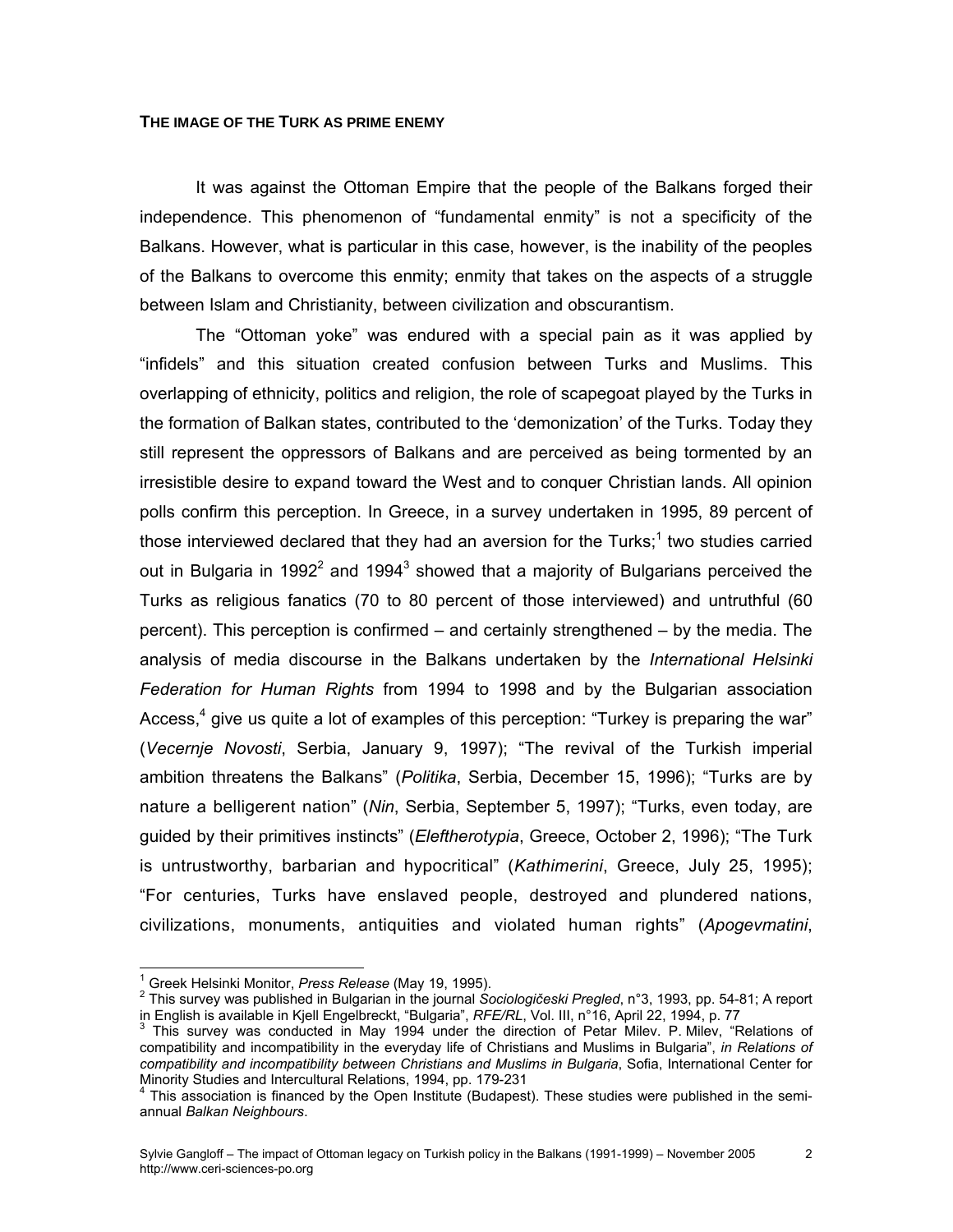### THE IMAGE OF THE TURK AS PRIME ENEMY

It was against the Ottoman Empire that the people of the Balkans forged their independence. This phenomenon of "fundamental enmity" is not a specificity of the Balkans. However, what is particular in this case, however, is the inability of the peoples of the Balkans to overcome this enmity; enmity that takes on the aspects of a struggle between Islam and Christianity, between civilization and obscurantism.

The "Ottoman yoke" was endured with a special pain as it was applied by "infidels" and this situation created confusion between Turks and Muslims. This overlapping of ethnicity, politics and religion, the role of scapegoat played by the Turks in the formation of Balkan states, contributed to the 'demonization' of the Turks. Today they still represent the oppressors of Balkans and are perceived as being tormented by an irresistible desire to expand toward the West and to conquer Christian lands. All opinion polls confirm this perception. In Greece, in a survey undertaken in 1995, 89 percent of those interviewed declared that they had an aversion for the Turks;[1] two studies carried out in Bulgaria in 1992[2] and 1994[3] showed that a majority of Bulgarians perceived the Turks as religious fanatics (70 to 80 percent of those interviewed) and untruthful (60 percent). This perception is confirmed – and certainly strengthened – by the media. The analysis of media discourse in the Balkans undertaken by the *International Helsinki Federation for Human Rights* from 1994 to 1998 and by the Bulgarian association Access,[4] give us quite a lot of examples of this perception: "Turkey is preparing the war" (*Vecernje Novosti*, Serbia, January 9, 1997); "The revival of the Turkish imperial ambition threatens the Balkans" (*Politika*, Serbia, December 15, 1996); "Turks are by nature a belligerent nation" (*Nin*, Serbia, September 5, 1997); "Turks, even today, are guided by their primitives instincts" (*Eleftherotypia*, Greece, October 2, 1996); "The Turk is untrustworthy, barbarian and hypocritical" (*Kathimerini*, Greece, July 25, 1995); "For centuries, Turks have enslaved people, destroyed and plundered nations, civilizations, monuments, antiquities and violated human rights" (*Apogevmatini*,

---

[1] Greek Helsinki Monitor, *Press Release* (May 19, 1995).

[2] This survey was published in Bulgarian in the journal *Sociologičeski Pregled*, n°3, 1993, pp. 54-81; A report in English is available in Kjell Engelbreckt, "Bulgaria", *RFE/RL*, Vol. III, n°16, April 22, 1994, p. 77

[3] This survey was conducted in May 1994 under the direction of Petar Milev. P. Milev, "Relations of compatibility and incompatibility in the everyday life of Christians and Muslims in Bulgaria", *in Relations of compatibility and incompatibility between Christians and Muslims in Bulgaria*, Sofia, International Center for Minority Studies and Intercultural Relations, 1994, pp. 179-231

[4] This association is financed by the Open Institute (Budapest). These studies were published in the semi-annual *Balkan Neighbours*.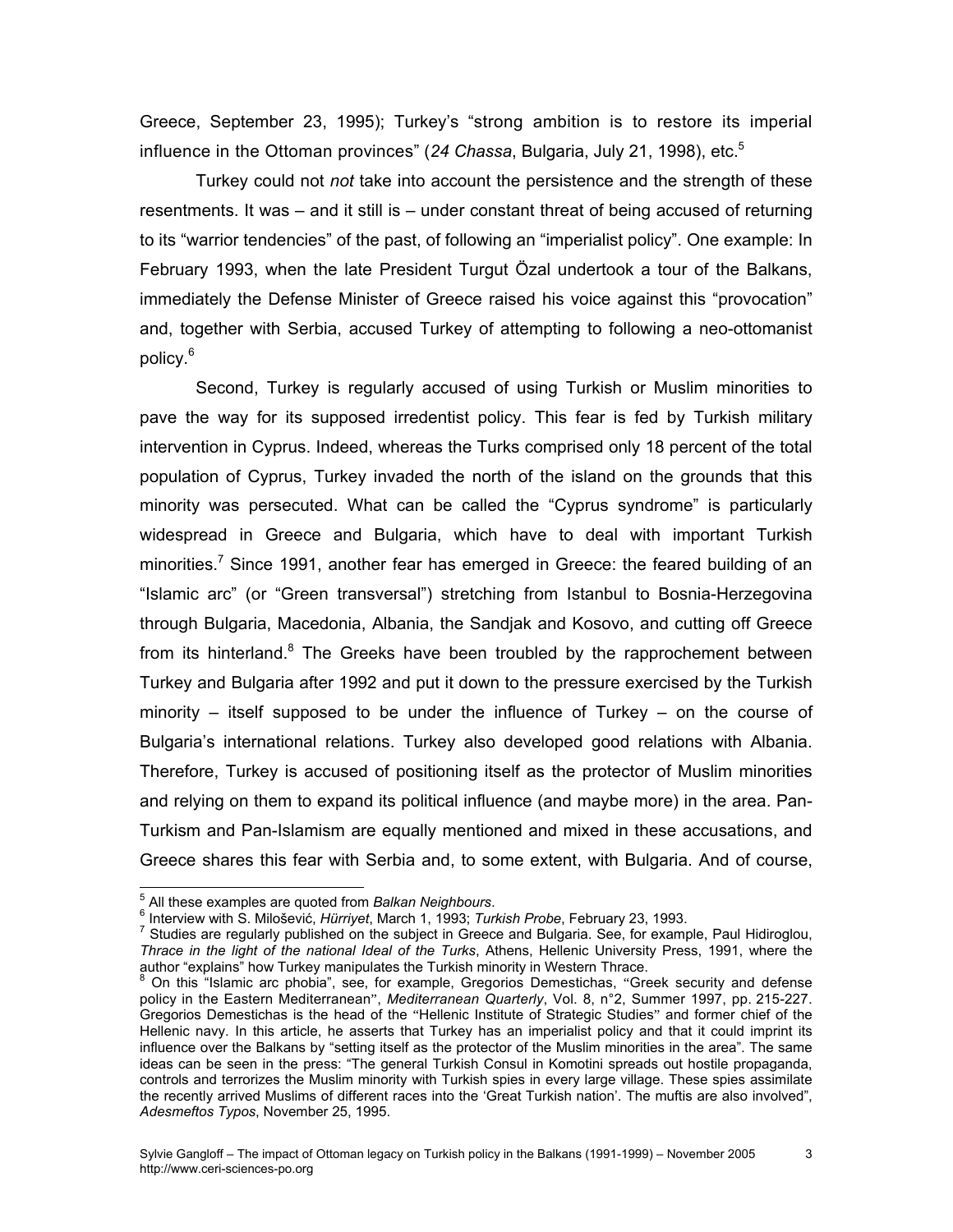Greece, September 23, 1995); Turkey's "strong ambition is to restore its imperial influence in the Ottoman provinces" (*24 Chassa*, Bulgaria, July 21, 1998), etc.[5]

Turkey could not *not* take into account the persistence and the strength of these resentments. It was – and it still is – under constant threat of being accused of returning to its "warrior tendencies" of the past, of following an "imperialist policy". One example: In February 1993, when the late President Turgut Özal undertook a tour of the Balkans, immediately the Defense Minister of Greece raised his voice against this "provocation" and, together with Serbia, accused Turkey of attempting to following a neo-ottomanist policy.[6]

Second, Turkey is regularly accused of using Turkish or Muslim minorities to pave the way for its supposed irredentist policy. This fear is fed by Turkish military intervention in Cyprus. Indeed, whereas the Turks comprised only 18 percent of the total population of Cyprus, Turkey invaded the north of the island on the grounds that this minority was persecuted. What can be called the "Cyprus syndrome" is particularly widespread in Greece and Bulgaria, which have to deal with important Turkish minorities.[7] Since 1991, another fear has emerged in Greece: the feared building of an "Islamic arc" (or "Green transversal") stretching from Istanbul to Bosnia-Herzegovina through Bulgaria, Macedonia, Albania, the Sandjak and Kosovo, and cutting off Greece from its hinterland.[8] The Greeks have been troubled by the rapprochement between Turkey and Bulgaria after 1992 and put it down to the pressure exercised by the Turkish minority – itself supposed to be under the influence of Turkey – on the course of Bulgaria's international relations. Turkey also developed good relations with Albania. Therefore, Turkey is accused of positioning itself as the protector of Muslim minorities and relying on them to expand its political influence (and maybe more) in the area. Pan-Turkism and Pan-Islamism are equally mentioned and mixed in these accusations, and Greece shares this fear with Serbia and, to some extent, with Bulgaria. And of course,

---

[5] All these examples are quoted from *Balkan Neighbours*.

[6] Interview with S. Milošević, *Hürriyet*, March 1, 1993; *Turkish Probe*, February 23, 1993.

[7] Studies are regularly published on the subject in Greece and Bulgaria. See, for example, Paul Hidiroglou, *Thrace in the light of the national Ideal of the Turks*, Athens, Hellenic University Press, 1991, where the author "explains" how Turkey manipulates the Turkish minority in Western Thrace.

[8] On this "Islamic arc phobia", see, for example, Gregorios Demestichas, "Greek security and defense policy in the Eastern Mediterranean", *Mediterranean Quarterly*, Vol. 8, n°2, Summer 1997, pp. 215-227. Gregorios Demestichas is the head of the "Hellenic Institute of Strategic Studies" and former chief of the Hellenic navy. In this article, he asserts that Turkey has an imperialist policy and that it could imprint its influence over the Balkans by "setting itself as the protector of the Muslim minorities in the area". The same ideas can be seen in the press: "The general Turkish Consul in Komotini spreads out hostile propaganda, controls and terrorizes the Muslim minority with Turkish spies in every large village. These spies assimilate the recently arrived Muslims of different races into the 'Great Turkish nation'. The muftis are also involved", *Adesmeftos Typos*, November 25, 1995.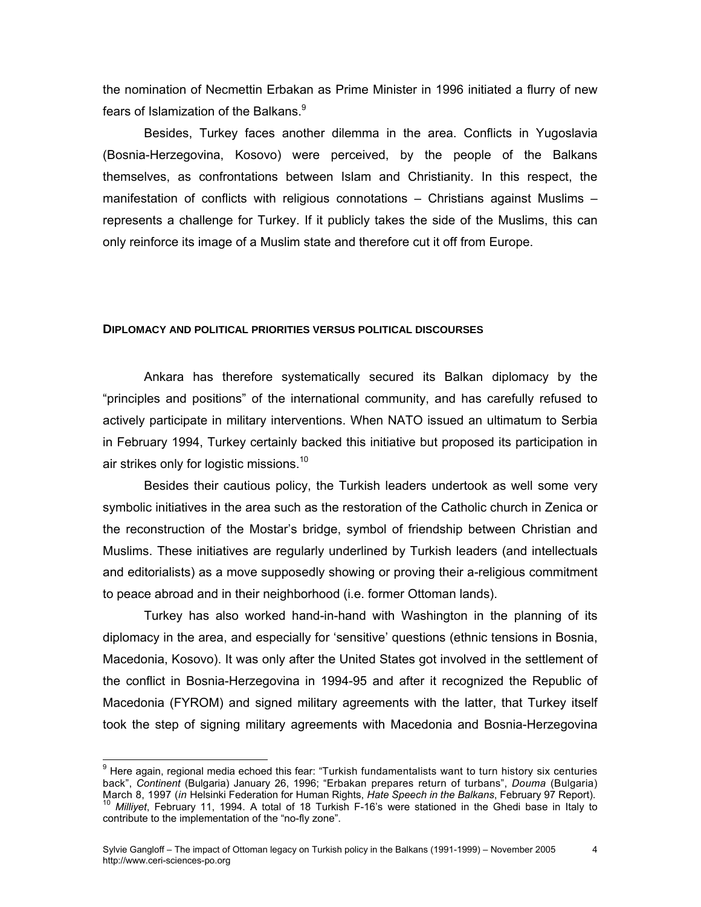the nomination of Necmettin Erbakan as Prime Minister in 1996 initiated a flurry of new fears of Islamization of the Balkans.[9]

Besides, Turkey faces another dilemma in the area. Conflicts in Yugoslavia (Bosnia-Herzegovina, Kosovo) were perceived, by the people of the Balkans themselves, as confrontations between Islam and Christianity. In this respect, the manifestation of conflicts with religious connotations – Christians against Muslims – represents a challenge for Turkey. If it publicly takes the side of the Muslims, this can only reinforce its image of a Muslim state and therefore cut it off from Europe.

## DIPLOMACY AND POLITICAL PRIORITIES VERSUS POLITICAL DISCOURSES

Ankara has therefore systematically secured its Balkan diplomacy by the "principles and positions" of the international community, and has carefully refused to actively participate in military interventions. When NATO issued an ultimatum to Serbia in February 1994, Turkey certainly backed this initiative but proposed its participation in air strikes only for logistic missions.[10]

Besides their cautious policy, the Turkish leaders undertook as well some very symbolic initiatives in the area such as the restoration of the Catholic church in Zenica or the reconstruction of the Mostar's bridge, symbol of friendship between Christian and Muslims. These initiatives are regularly underlined by Turkish leaders (and intellectuals and editorialists) as a move supposedly showing or proving their a-religious commitment to peace abroad and in their neighborhood (i.e. former Ottoman lands).

Turkey has also worked hand-in-hand with Washington in the planning of its diplomacy in the area, and especially for 'sensitive' questions (ethnic tensions in Bosnia, Macedonia, Kosovo). It was only after the United States got involved in the settlement of the conflict in Bosnia-Herzegovina in 1994-95 and after it recognized the Republic of Macedonia (FYROM) and signed military agreements with the latter, that Turkey itself took the step of signing military agreements with Macedonia and Bosnia-Herzegovina

---

[9] Here again, regional media echoed this fear: "Turkish fundamentalists want to turn history six centuries back", *Continent* (Bulgaria) January 26, 1996; "Erbakan prepares return of turbans", *Douma* (Bulgaria) March 8, 1997 (*in* Helsinki Federation for Human Rights, *Hate Speech in the Balkans*, February 97 Report).

[10] *Milliyet*, February 11, 1994. A total of 18 Turkish F-16's were stationed in the Ghedi base in Italy to contribute to the implementation of the "no-fly zone".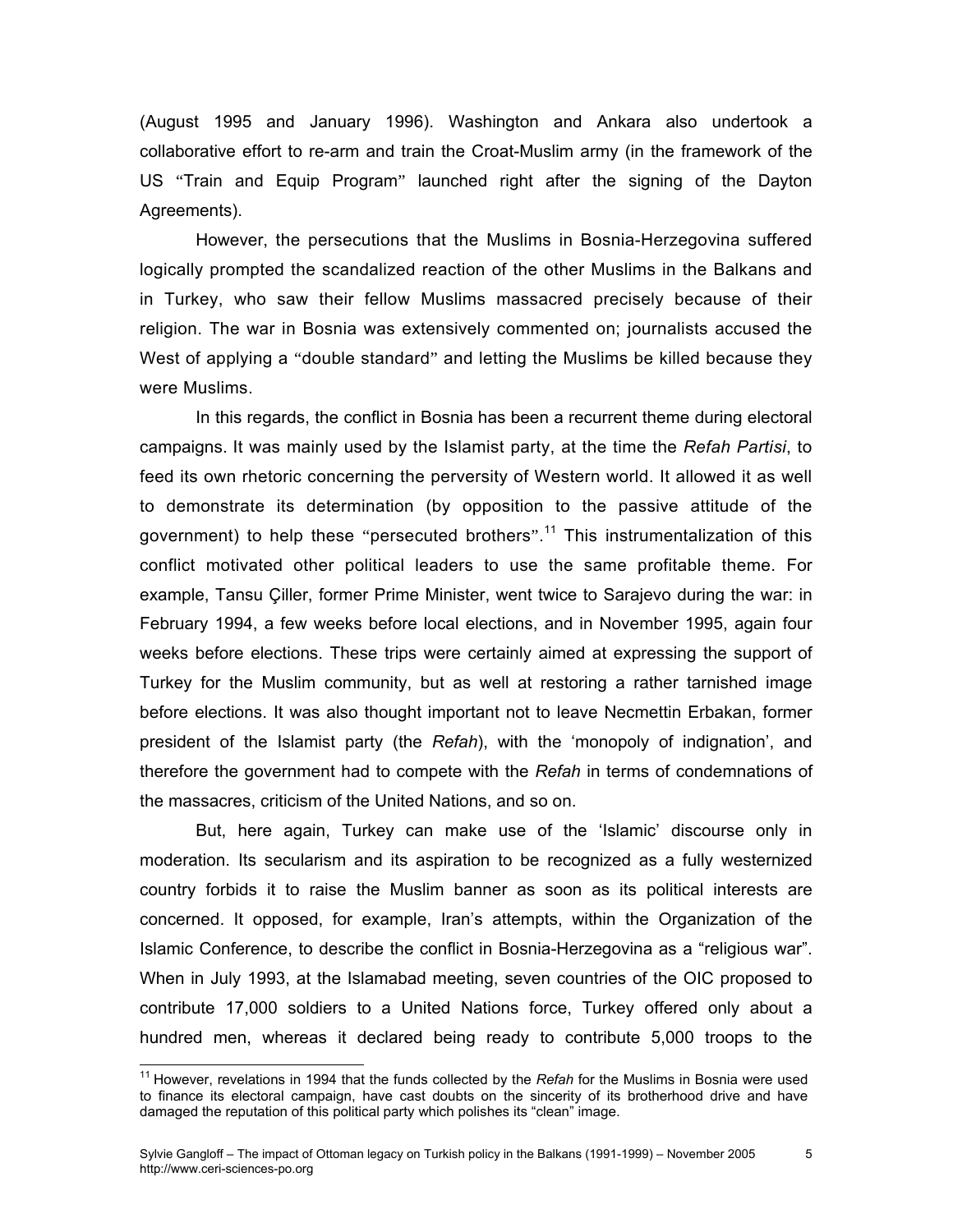(August 1995 and January 1996). Washington and Ankara also undertook a collaborative effort to re-arm and train the Croat-Muslim army (in the framework of the US "Train and Equip Program" launched right after the signing of the Dayton Agreements).

However, the persecutions that the Muslims in Bosnia-Herzegovina suffered logically prompted the scandalized reaction of the other Muslims in the Balkans and in Turkey, who saw their fellow Muslims massacred precisely because of their religion. The war in Bosnia was extensively commented on; journalists accused the West of applying a "double standard" and letting the Muslims be killed because they were Muslims.

In this regards, the conflict in Bosnia has been a recurrent theme during electoral campaigns. It was mainly used by the Islamist party, at the time the *Refah Partisi*, to feed its own rhetoric concerning the perversity of Western world. It allowed it as well to demonstrate its determination (by opposition to the passive attitude of the government) to help these "persecuted brothers".[11] This instrumentalization of this conflict motivated other political leaders to use the same profitable theme. For example, Tansu Çiller, former Prime Minister, went twice to Sarajevo during the war: in February 1994, a few weeks before local elections, and in November 1995, again four weeks before elections. These trips were certainly aimed at expressing the support of Turkey for the Muslim community, but as well at restoring a rather tarnished image before elections. It was also thought important not to leave Necmettin Erbakan, former president of the Islamist party (the *Refah*), with the 'monopoly of indignation', and therefore the government had to compete with the *Refah* in terms of condemnations of the massacres, criticism of the United Nations, and so on.

But, here again, Turkey can make use of the 'Islamic' discourse only in moderation. Its secularism and its aspiration to be recognized as a fully westernized country forbids it to raise the Muslim banner as soon as its political interests are concerned. It opposed, for example, Iran's attempts, within the Organization of the Islamic Conference, to describe the conflict in Bosnia-Herzegovina as a "religious war". When in July 1993, at the Islamabad meeting, seven countries of the OIC proposed to contribute 17,000 soldiers to a United Nations force, Turkey offered only about a hundred men, whereas it declared being ready to contribute 5,000 troops to the

[11] However, revelations in 1994 that the funds collected by the *Refah* for the Muslims in Bosnia were used to finance its electoral campaign, have cast doubts on the sincerity of its brotherhood drive and have damaged the reputation of this political party which polishes its "clean" image.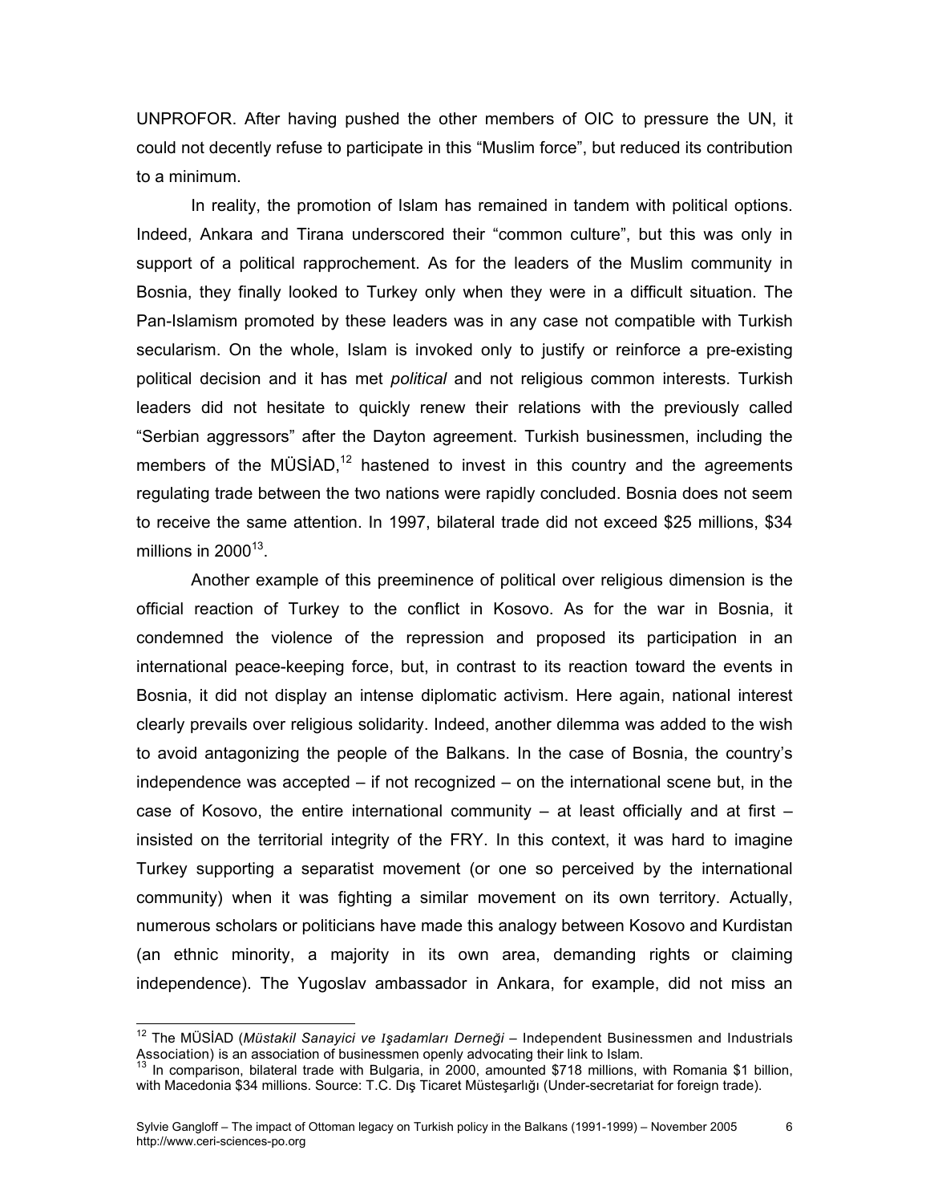UNPROFOR. After having pushed the other members of OIC to pressure the UN, it could not decently refuse to participate in this "Muslim force", but reduced its contribution to a minimum.

In reality, the promotion of Islam has remained in tandem with political options. Indeed, Ankara and Tirana underscored their "common culture", but this was only in support of a political rapprochement. As for the leaders of the Muslim community in Bosnia, they finally looked to Turkey only when they were in a difficult situation. The Pan-Islamism promoted by these leaders was in any case not compatible with Turkish secularism. On the whole, Islam is invoked only to justify or reinforce a pre-existing political decision and it has met *political* and not religious common interests. Turkish leaders did not hesitate to quickly renew their relations with the previously called "Serbian aggressors" after the Dayton agreement. Turkish businessmen, including the members of the MÜSİAD,[12] hastened to invest in this country and the agreements regulating trade between the two nations were rapidly concluded. Bosnia does not seem to receive the same attention. In 1997, bilateral trade did not exceed $25 millions, $34 millions in 2000[13].

Another example of this preeminence of political over religious dimension is the official reaction of Turkey to the conflict in Kosovo. As for the war in Bosnia, it condemned the violence of the repression and proposed its participation in an international peace-keeping force, but, in contrast to its reaction toward the events in Bosnia, it did not display an intense diplomatic activism. Here again, national interest clearly prevails over religious solidarity. Indeed, another dilemma was added to the wish to avoid antagonizing the people of the Balkans. In the case of Bosnia, the country's independence was accepted – if not recognized – on the international scene but, in the case of Kosovo, the entire international community – at least officially and at first – insisted on the territorial integrity of the FRY. In this context, it was hard to imagine Turkey supporting a separatist movement (or one so perceived by the international community) when it was fighting a similar movement on its own territory. Actually, numerous scholars or politicians have made this analogy between Kosovo and Kurdistan (an ethnic minority, a majority in its own area, demanding rights or claiming independence). The Yugoslav ambassador in Ankara, for example, did not miss an

[12] The MÜSİAD (*Müstakil Sanayici ve Işadamları Derneği* – Independent Businessmen and Industrials Association) is an association of businessmen openly advocating their link to Islam.

[13] In comparison, bilateral trade with Bulgaria, in 2000, amounted $718 millions, with Romania $1 billion, with Macedonia $34 millions. Source: T.C. Dış Ticaret Müsteşarlığı (Under-secretariat for foreign trade).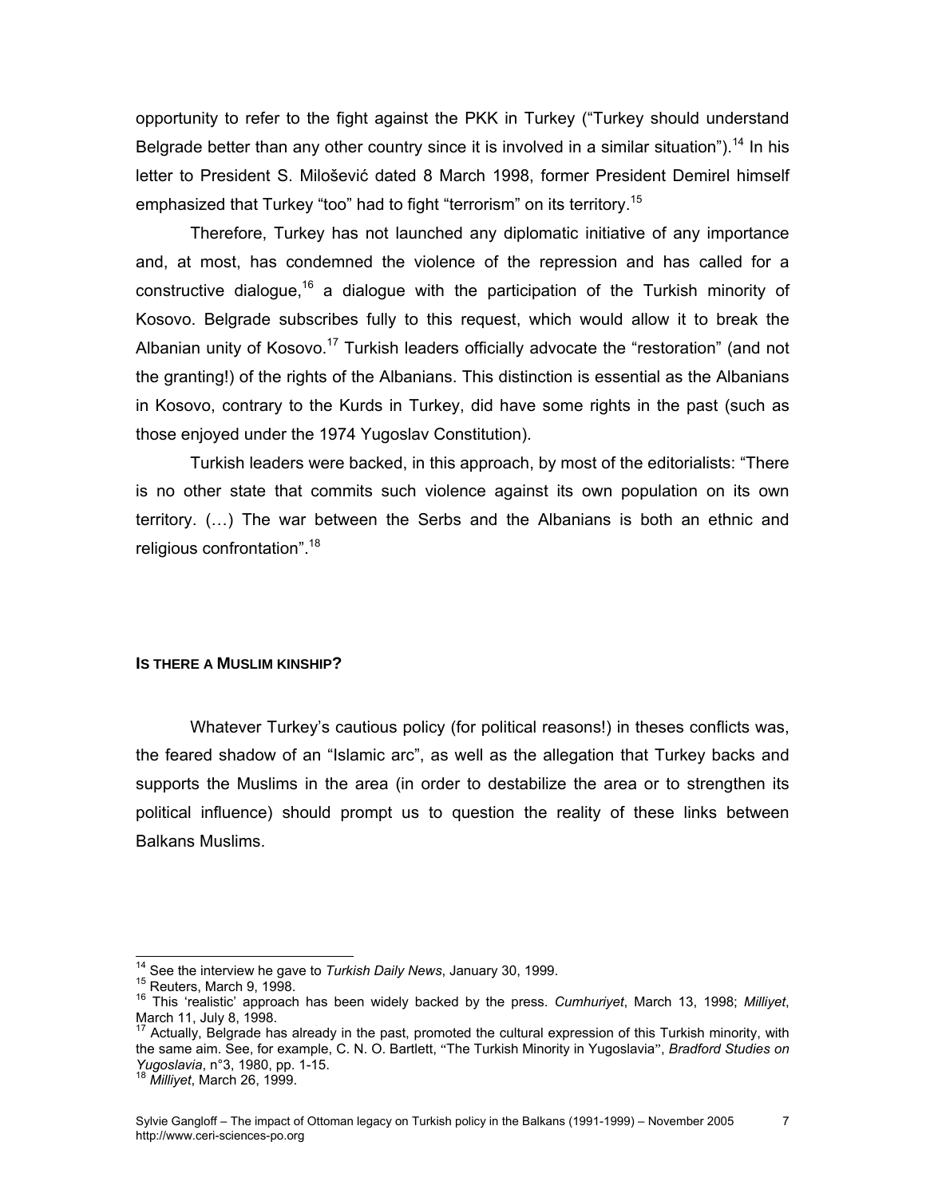opportunity to refer to the fight against the PKK in Turkey ("Turkey should understand Belgrade better than any other country since it is involved in a similar situation").[14] In his letter to President S. Milošević dated 8 March 1998, former President Demirel himself emphasized that Turkey "too" had to fight "terrorism" on its territory.[15]

Therefore, Turkey has not launched any diplomatic initiative of any importance and, at most, has condemned the violence of the repression and has called for a constructive dialogue,[16] a dialogue with the participation of the Turkish minority of Kosovo. Belgrade subscribes fully to this request, which would allow it to break the Albanian unity of Kosovo.[17] Turkish leaders officially advocate the "restoration" (and not the granting!) of the rights of the Albanians. This distinction is essential as the Albanians in Kosovo, contrary to the Kurds in Turkey, did have some rights in the past (such as those enjoyed under the 1974 Yugoslav Constitution).

Turkish leaders were backed, in this approach, by most of the editorialists: "There is no other state that commits such violence against its own population on its own territory. (…) The war between the Serbs and the Albanians is both an ethnic and religious confrontation".[18]

## IS THERE A MUSLIM KINSHIP?

Whatever Turkey's cautious policy (for political reasons!) in theses conflicts was, the feared shadow of an "Islamic arc", as well as the allegation that Turkey backs and supports the Muslims in the area (in order to destabilize the area or to strengthen its political influence) should prompt us to question the reality of these links between Balkans Muslims.

---

[14] See the interview he gave to *Turkish Daily News*, January 30, 1999.

[15] Reuters, March 9, 1998.

[16] This 'realistic' approach has been widely backed by the press. *Cumhuriyet*, March 13, 1998; *Milliyet*, March 11, July 8, 1998.

[17] Actually, Belgrade has already in the past, promoted the cultural expression of this Turkish minority, with the same aim. See, for example, C. N. O. Bartlett, "The Turkish Minority in Yugoslavia", *Bradford Studies on Yugoslavia*, n°3, 1980, pp. 1-15.

[18] *Milliyet*, March 26, 1999.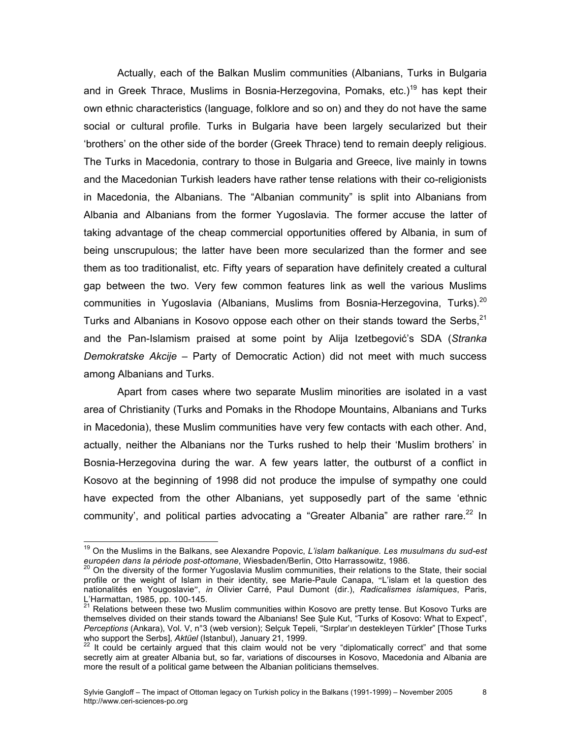Actually, each of the Balkan Muslim communities (Albanians, Turks in Bulgaria and in Greek Thrace, Muslims in Bosnia-Herzegovina, Pomaks, etc.)[19] has kept their own ethnic characteristics (language, folklore and so on) and they do not have the same social or cultural profile. Turks in Bulgaria have been largely secularized but their 'brothers' on the other side of the border (Greek Thrace) tend to remain deeply religious. The Turks in Macedonia, contrary to those in Bulgaria and Greece, live mainly in towns and the Macedonian Turkish leaders have rather tense relations with their co-religionists in Macedonia, the Albanians. The "Albanian community" is split into Albanians from Albania and Albanians from the former Yugoslavia. The former accuse the latter of taking advantage of the cheap commercial opportunities offered by Albania, in sum of being unscrupulous; the latter have been more secularized than the former and see them as too traditionalist, etc. Fifty years of separation have definitely created a cultural gap between the two. Very few common features link as well the various Muslims communities in Yugoslavia (Albanians, Muslims from Bosnia-Herzegovina, Turks).[20] Turks and Albanians in Kosovo oppose each other on their stands toward the Serbs,[21] and the Pan-Islamism praised at some point by Alija Izetbegović's SDA (*Stranka Demokratske Akcije* – Party of Democratic Action) did not meet with much success among Albanians and Turks.

Apart from cases where two separate Muslim minorities are isolated in a vast area of Christianity (Turks and Pomaks in the Rhodope Mountains, Albanians and Turks in Macedonia), these Muslim communities have very few contacts with each other. And, actually, neither the Albanians nor the Turks rushed to help their 'Muslim brothers' in Bosnia-Herzegovina during the war. A few years latter, the outburst of a conflict in Kosovo at the beginning of 1998 did not produce the impulse of sympathy one could have expected from the other Albanians, yet supposedly part of the same 'ethnic community', and political parties advocating a "Greater Albania" are rather rare.[22] In

---

[19] On the Muslims in the Balkans, see Alexandre Popovic, *L'islam balkanique. Les musulmans du sud-est européen dans la période post-ottomane*, Wiesbaden/Berlin, Otto Harrassowitz, 1986.

[20] On the diversity of the former Yugoslavia Muslim communities, their relations to the State, their social profile or the weight of Islam in their identity, see Marie-Paule Canapa, "L'islam et la question des nationalités en Yougoslavie", *in* Olivier Carré, Paul Dumont (dir.), *Radicalismes islamiques*, Paris, L'Harmattan, 1985, pp. 100-145.

[21] Relations between these two Muslim communities within Kosovo are pretty tense. But Kosovo Turks are themselves divided on their stands toward the Albanians! See Şule Kut, "Turks of Kosovo: What to Expect", *Perceptions* (Ankara), Vol. V, n°3 (web version); Selçuk Tepeli, "Sırplar'ın destekleyen Türkler" [Those Turks who support the Serbs], *Aktüel* (Istanbul), January 21, 1999.

[22] It could be certainly argued that this claim would not be very "diplomatically correct" and that some secretly aim at greater Albania but, so far, variations of discourses in Kosovo, Macedonia and Albania are more the result of a political game between the Albanian politicians themselves.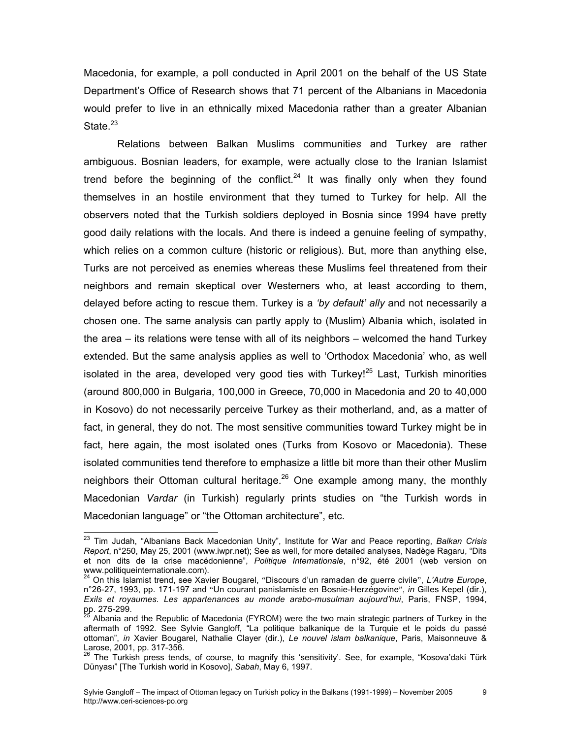Macedonia, for example, a poll conducted in April 2001 on the behalf of the US State Department's Office of Research shows that 71 percent of the Albanians in Macedonia would prefer to live in an ethnically mixed Macedonia rather than a greater Albanian State.[23]

Relations between Balkan Muslims communit*ies* and Turkey are rather ambiguous. Bosnian leaders, for example, were actually close to the Iranian Islamist trend before the beginning of the conflict.[24] It was finally only when they found themselves in an hostile environment that they turned to Turkey for help. All the observers noted that the Turkish soldiers deployed in Bosnia since 1994 have pretty good daily relations with the locals. And there is indeed a genuine feeling of sympathy, which relies on a common culture (historic or religious). But, more than anything else, Turks are not perceived as enemies whereas these Muslims feel threatened from their neighbors and remain skeptical over Westerners who, at least according to them, delayed before acting to rescue them. Turkey is a *'by default' ally* and not necessarily a chosen one. The same analysis can partly apply to (Muslim) Albania which, isolated in the area – its relations were tense with all of its neighbors – welcomed the hand Turkey extended. But the same analysis applies as well to 'Orthodox Macedonia' who, as well isolated in the area, developed very good ties with Turkey![25] Last, Turkish minorities (around 800,000 in Bulgaria, 100,000 in Greece, 70,000 in Macedonia and 20 to 40,000 in Kosovo) do not necessarily perceive Turkey as their motherland, and, as a matter of fact, in general, they do not. The most sensitive communities toward Turkey might be in fact, here again, the most isolated ones (Turks from Kosovo or Macedonia). These isolated communities tend therefore to emphasize a little bit more than their other Muslim neighbors their Ottoman cultural heritage.[26] One example among many, the monthly Macedonian *Vardar* (in Turkish) regularly prints studies on "the Turkish words in Macedonian language" or "the Ottoman architecture", etc.

---

[23] Tim Judah, "Albanians Back Macedonian Unity", Institute for War and Peace reporting, *Balkan Crisis Report*, n°250, May 25, 2001 (www.iwpr.net); See as well, for more detailed analyses, Nadège Ragaru, "Dits et non dits de la crise macédonienne", *Politique Internationale*, n°92, été 2001 (web version on www.politiqueinternationale.com).

[24] On this Islamist trend, see Xavier Bougarel, "Discours d'un ramadan de guerre civile", *L'Autre Europe*, n°26-27, 1993, pp. 171-197 and "Un courant panislamiste en Bosnie-Herzégovine", *in* Gilles Kepel (dir.), *Exils et royaumes. Les appartenances au monde arabo-musulman aujourd'hui*, Paris, FNSP, 1994, pp. 275-299.

[25] Albania and the Republic of Macedonia (FYROM) were the two main strategic partners of Turkey in the aftermath of 1992. See Sylvie Gangloff, "La politique balkanique de la Turquie et le poids du passé ottoman", *in* Xavier Bougarel, Nathalie Clayer (dir.), *Le nouvel islam balkanique*, Paris, Maisonneuve & Larose, 2001, pp. 317-356.

[26] The Turkish press tends, of course, to magnify this 'sensitivity'. See, for example, "Kosova'daki Türk Dünyası" [The Turkish world in Kosovo], *Sabah*, May 6, 1997.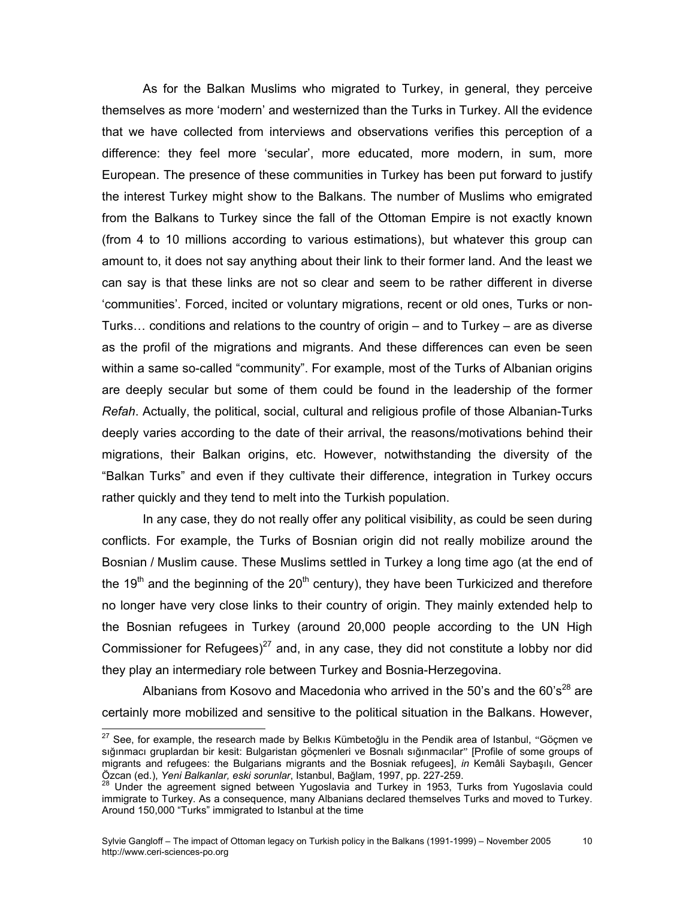As for the Balkan Muslims who migrated to Turkey, in general, they perceive themselves as more 'modern' and westernized than the Turks in Turkey. All the evidence that we have collected from interviews and observations verifies this perception of a difference: they feel more 'secular', more educated, more modern, in sum, more European. The presence of these communities in Turkey has been put forward to justify the interest Turkey might show to the Balkans. The number of Muslims who emigrated from the Balkans to Turkey since the fall of the Ottoman Empire is not exactly known (from 4 to 10 millions according to various estimations), but whatever this group can amount to, it does not say anything about their link to their former land. And the least we can say is that these links are not so clear and seem to be rather different in diverse 'communities'. Forced, incited or voluntary migrations, recent or old ones, Turks or non-Turks… conditions and relations to the country of origin – and to Turkey – are as diverse as the profil of the migrations and migrants. And these differences can even be seen within a same so-called "community". For example, most of the Turks of Albanian origins are deeply secular but some of them could be found in the leadership of the former *Refah*. Actually, the political, social, cultural and religious profile of those Albanian-Turks deeply varies according to the date of their arrival, the reasons/motivations behind their migrations, their Balkan origins, etc. However, notwithstanding the diversity of the "Balkan Turks" and even if they cultivate their difference, integration in Turkey occurs rather quickly and they tend to melt into the Turkish population.

In any case, they do not really offer any political visibility, as could be seen during conflicts. For example, the Turks of Bosnian origin did not really mobilize around the Bosnian / Muslim cause. These Muslims settled in Turkey a long time ago (at the end of the 19th and the beginning of the 20th century), they have been Turkicized and therefore no longer have very close links to their country of origin. They mainly extended help to the Bosnian refugees in Turkey (around 20,000 people according to the UN High Commissioner for Refugees)[27] and, in any case, they did not constitute a lobby nor did they play an intermediary role between Turkey and Bosnia-Herzegovina.

Albanians from Kosovo and Macedonia who arrived in the 50's and the 60's[28] are certainly more mobilized and sensitive to the political situation in the Balkans. However,

---

[27] See, for example, the research made by Belkıs Kümbetoğlu in the Pendik area of Istanbul, "Göçmen ve sığınmacı gruplardan bir kesit: Bulgaristan göçmenleri ve Bosnalı sığınmacılar" [Profile of some groups of migrants and refugees: the Bulgarians migrants and the Bosniak refugees], *in* Kemâli Saybaşılı, Gencer Özcan (ed.), *Yeni Balkanlar, eski sorunlar*, Istanbul, Bağlam, 1997, pp. 227-259.

[28] Under the agreement signed between Yugoslavia and Turkey in 1953, Turks from Yugoslavia could immigrate to Turkey. As a consequence, many Albanians declared themselves Turks and moved to Turkey. Around 150,000 "Turks" immigrated to Istanbul at the time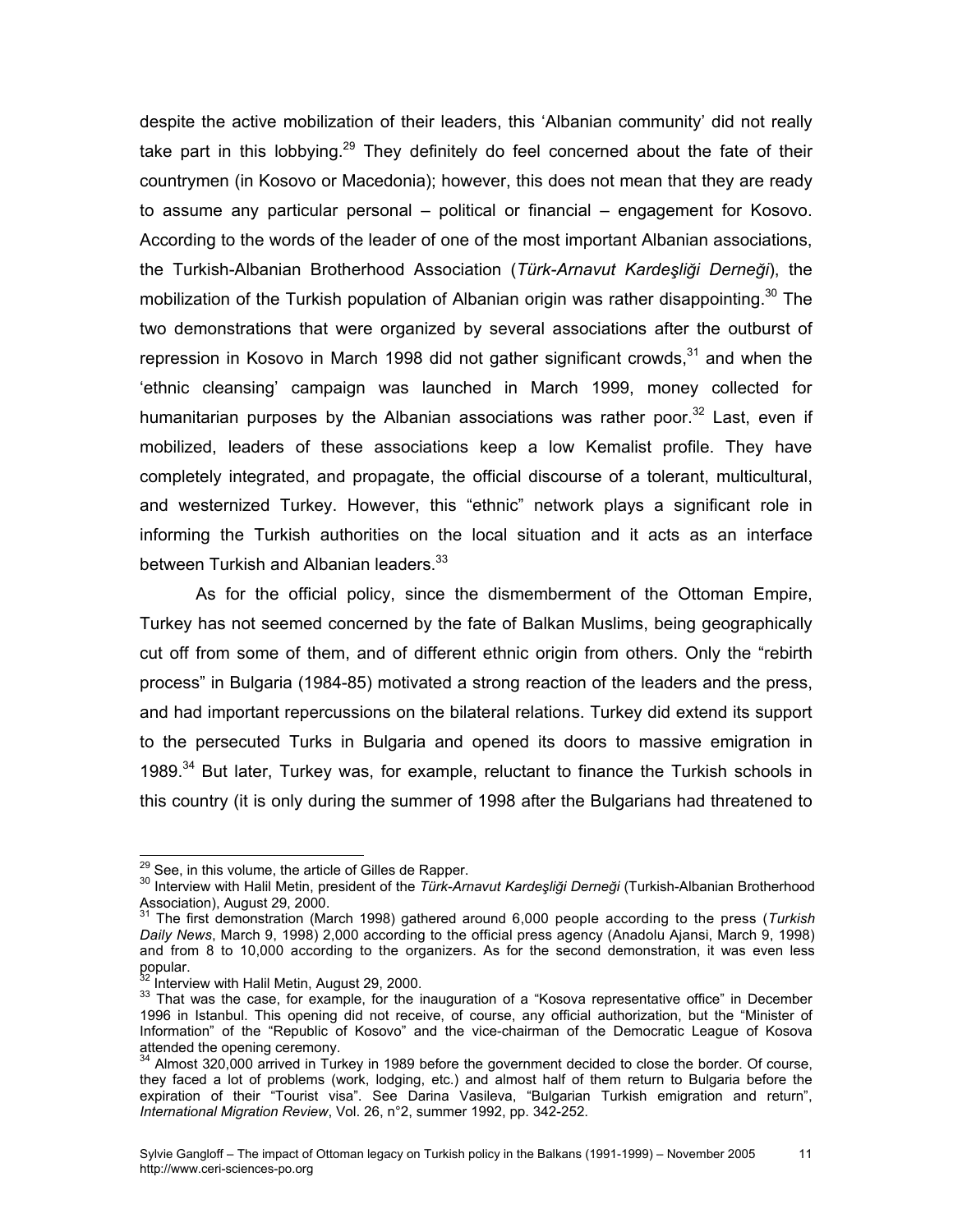despite the active mobilization of their leaders, this 'Albanian community' did not really take part in this lobbying.[29] They definitely do feel concerned about the fate of their countrymen (in Kosovo or Macedonia); however, this does not mean that they are ready to assume any particular personal – political or financial – engagement for Kosovo. According to the words of the leader of one of the most important Albanian associations, the Turkish-Albanian Brotherhood Association (*Türk-Arnavut Kardeşliği Derneği*), the mobilization of the Turkish population of Albanian origin was rather disappointing.[30] The two demonstrations that were organized by several associations after the outburst of repression in Kosovo in March 1998 did not gather significant crowds,[31] and when the 'ethnic cleansing' campaign was launched in March 1999, money collected for humanitarian purposes by the Albanian associations was rather poor.[32] Last, even if mobilized, leaders of these associations keep a low Kemalist profile. They have completely integrated, and propagate, the official discourse of a tolerant, multicultural, and westernized Turkey. However, this "ethnic" network plays a significant role in informing the Turkish authorities on the local situation and it acts as an interface between Turkish and Albanian leaders.[33]

As for the official policy, since the dismemberment of the Ottoman Empire, Turkey has not seemed concerned by the fate of Balkan Muslims, being geographically cut off from some of them, and of different ethnic origin from others. Only the "rebirth process" in Bulgaria (1984-85) motivated a strong reaction of the leaders and the press, and had important repercussions on the bilateral relations. Turkey did extend its support to the persecuted Turks in Bulgaria and opened its doors to massive emigration in 1989.[34] But later, Turkey was, for example, reluctant to finance the Turkish schools in this country (it is only during the summer of 1998 after the Bulgarians had threatened to

---

[29] See, in this volume, the article of Gilles de Rapper.

[30] Interview with Halil Metin, president of the *Türk-Arnavut Kardeşliği Derneği* (Turkish-Albanian Brotherhood Association), August 29, 2000.

[31] The first demonstration (March 1998) gathered around 6,000 people according to the press (*Turkish Daily News*, March 9, 1998) 2,000 according to the official press agency (Anadolu Ajansi, March 9, 1998) and from 8 to 10,000 according to the organizers. As for the second demonstration, it was even less popular.

[32] Interview with Halil Metin, August 29, 2000.

[33] That was the case, for example, for the inauguration of a "Kosova representative office" in December 1996 in Istanbul. This opening did not receive, of course, any official authorization, but the "Minister of Information" of the "Republic of Kosovo" and the vice-chairman of the Democratic League of Kosova attended the opening ceremony.

[34] Almost 320,000 arrived in Turkey in 1989 before the government decided to close the border. Of course, they faced a lot of problems (work, lodging, etc.) and almost half of them return to Bulgaria before the expiration of their "Tourist visa". See Darina Vasileva, "Bulgarian Turkish emigration and return", *International Migration Review*, Vol. 26, n°2, summer 1992, pp. 342-252.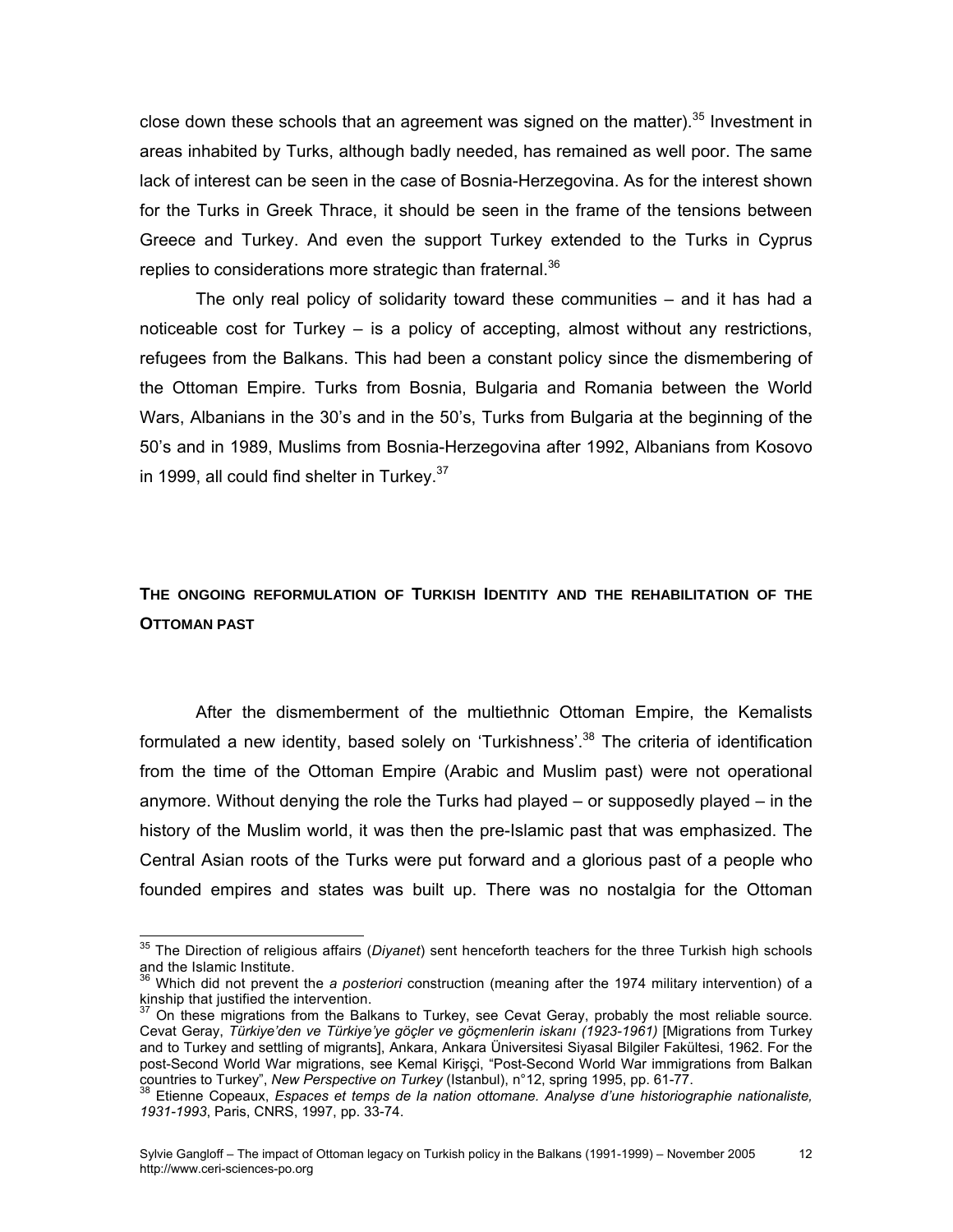close down these schools that an agreement was signed on the matter).[35] Investment in areas inhabited by Turks, although badly needed, has remained as well poor. The same lack of interest can be seen in the case of Bosnia-Herzegovina. As for the interest shown for the Turks in Greek Thrace, it should be seen in the frame of the tensions between Greece and Turkey. And even the support Turkey extended to the Turks in Cyprus replies to considerations more strategic than fraternal.[36]

The only real policy of solidarity toward these communities – and it has had a noticeable cost for Turkey – is a policy of accepting, almost without any restrictions, refugees from the Balkans. This had been a constant policy since the dismembering of the Ottoman Empire. Turks from Bosnia, Bulgaria and Romania between the World Wars, Albanians in the 30's and in the 50's, Turks from Bulgaria at the beginning of the 50's and in 1989, Muslims from Bosnia-Herzegovina after 1992, Albanians from Kosovo in 1999, all could find shelter in Turkey.[37]

## THE ONGOING REFORMULATION OF TURKISH IDENTITY AND THE REHABILITATION OF THE OTTOMAN PAST

After the dismemberment of the multiethnic Ottoman Empire, the Kemalists formulated a new identity, based solely on 'Turkishness'.[38] The criteria of identification from the time of the Ottoman Empire (Arabic and Muslim past) were not operational anymore. Without denying the role the Turks had played – or supposedly played – in the history of the Muslim world, it was then the pre-Islamic past that was emphasized. The Central Asian roots of the Turks were put forward and a glorious past of a people who founded empires and states was built up. There was no nostalgia for the Ottoman

---

[35] The Direction of religious affairs (*Diyanet*) sent henceforth teachers for the three Turkish high schools and the Islamic Institute.

[36] Which did not prevent the *a posteriori* construction (meaning after the 1974 military intervention) of a kinship that justified the intervention.

[37] On these migrations from the Balkans to Turkey, see Cevat Geray, probably the most reliable source. Cevat Geray, *Türkiye'den ve Türkiye'ye göçler ve göçmenlerin iskanı (1923-1961)* [Migrations from Turkey and to Turkey and settling of migrants], Ankara, Ankara Üniversitesi Siyasal Bilgiler Fakültesi, 1962. For the post-Second World War migrations, see Kemal Kirişçi, "Post-Second World War immigrations from Balkan countries to Turkey", *New Perspective on Turkey* (Istanbul), n°12, spring 1995, pp. 61-77.

[38] Etienne Copeaux, *Espaces et temps de la nation ottomane. Analyse d'une historiographie nationaliste, 1931-1993*, Paris, CNRS, 1997, pp. 33-74.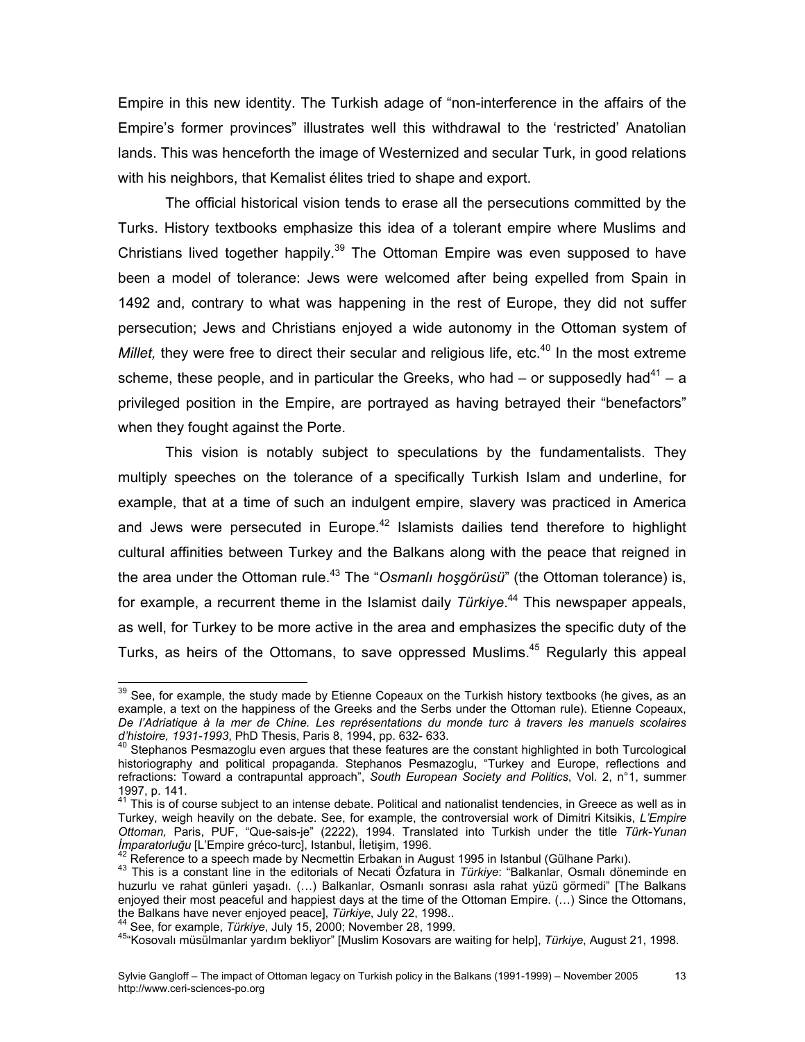Empire in this new identity. The Turkish adage of "non-interference in the affairs of the Empire's former provinces" illustrates well this withdrawal to the 'restricted' Anatolian lands. This was henceforth the image of Westernized and secular Turk, in good relations with his neighbors, that Kemalist élites tried to shape and export.

The official historical vision tends to erase all the persecutions committed by the Turks. History textbooks emphasize this idea of a tolerant empire where Muslims and Christians lived together happily.[39] The Ottoman Empire was even supposed to have been a model of tolerance: Jews were welcomed after being expelled from Spain in 1492 and, contrary to what was happening in the rest of Europe, they did not suffer persecution; Jews and Christians enjoyed a wide autonomy in the Ottoman system of *Millet,* they were free to direct their secular and religious life, etc.[40] In the most extreme scheme, these people, and in particular the Greeks, who had – or supposedly had[41] – a privileged position in the Empire, are portrayed as having betrayed their "benefactors" when they fought against the Porte.

This vision is notably subject to speculations by the fundamentalists. They multiply speeches on the tolerance of a specifically Turkish Islam and underline, for example, that at a time of such an indulgent empire, slavery was practiced in America and Jews were persecuted in Europe.[42] Islamists dailies tend therefore to highlight cultural affinities between Turkey and the Balkans along with the peace that reigned in the area under the Ottoman rule.[43] The "*Osmanlı hoşgörüsü*" (the Ottoman tolerance) is, for example, a recurrent theme in the Islamist daily *Türkiye*.[44] This newspaper appeals, as well, for Turkey to be more active in the area and emphasizes the specific duty of the Turks, as heirs of the Ottomans, to save oppressed Muslims.[45] Regularly this appeal

---

[39] See, for example, the study made by Etienne Copeaux on the Turkish history textbooks (he gives, as an example, a text on the happiness of the Greeks and the Serbs under the Ottoman rule). Etienne Copeaux, *De l'Adriatique à la mer de Chine. Les représentations du monde turc à travers les manuels scolaires d'histoire, 1931-1993*, PhD Thesis, Paris 8, 1994, pp. 632- 633.

[40] Stephanos Pesmazoglu even argues that these features are the constant highlighted in both Turcological historiography and political propaganda. Stephanos Pesmazoglu, "Turkey and Europe, reflections and refractions: Toward a contrapuntal approach", *South European Society and Politics*, Vol. 2, n°1, summer 1997, p. 141.

[41] This is of course subject to an intense debate. Political and nationalist tendencies, in Greece as well as in Turkey, weigh heavily on the debate. See, for example, the controversial work of Dimitri Kitsikis, *L'Empire Ottoman,* Paris, PUF, "Que-sais-je" (2222), 1994. Translated into Turkish under the title *Türk-Yunan İmparatorluğu* [L'Empire gréco-turc], Istanbul, İletişim, 1996.

[42] Reference to a speech made by Necmettin Erbakan in August 1995 in Istanbul (Gülhane Parkı).

[43] This is a constant line in the editorials of Necati Özfatura in *Türkiye*: "Balkanlar, Osmalı döneminde en huzurlu ve rahat günleri yaşadı. (…) Balkanlar, Osmanlı sonrası asla rahat yüzü görmedi" [The Balkans enjoyed their most peaceful and happiest days at the time of the Ottoman Empire. (…) Since the Ottomans, the Balkans have never enjoyed peace], *Türkiye*, July 22, 1998..

[44] See, for example, *Türkiye*, July 15, 2000; November 28, 1999.

[45] "Kosovalı müsülmanlar yardım bekliyor" [Muslim Kosovars are waiting for help], *Türkiye*, August 21, 1998.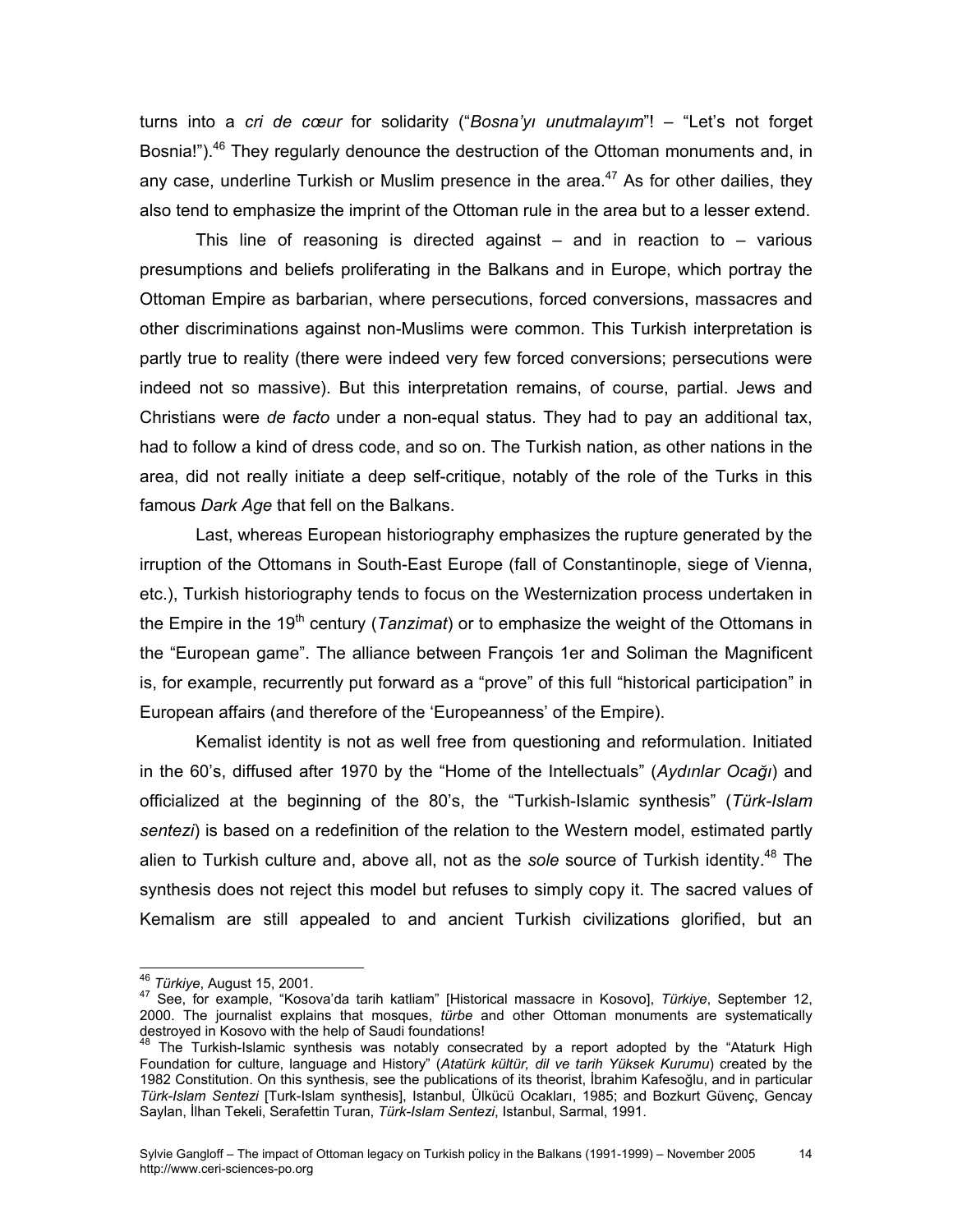turns into a *cri de cœur* for solidarity ("*Bosna'yı unutmalayım*"! – "Let's not forget Bosnia!").[46] They regularly denounce the destruction of the Ottoman monuments and, in any case, underline Turkish or Muslim presence in the area.[47] As for other dailies, they also tend to emphasize the imprint of the Ottoman rule in the area but to a lesser extend.

This line of reasoning is directed against – and in reaction to – various presumptions and beliefs proliferating in the Balkans and in Europe, which portray the Ottoman Empire as barbarian, where persecutions, forced conversions, massacres and other discriminations against non-Muslims were common. This Turkish interpretation is partly true to reality (there were indeed very few forced conversions; persecutions were indeed not so massive). But this interpretation remains, of course, partial. Jews and Christians were *de facto* under a non-equal status. They had to pay an additional tax, had to follow a kind of dress code, and so on. The Turkish nation, as other nations in the area, did not really initiate a deep self-critique, notably of the role of the Turks in this famous *Dark Age* that fell on the Balkans.

Last, whereas European historiography emphasizes the rupture generated by the irruption of the Ottomans in South-East Europe (fall of Constantinople, siege of Vienna, etc.), Turkish historiography tends to focus on the Westernization process undertaken in the Empire in the 19th century (*Tanzimat*) or to emphasize the weight of the Ottomans in the "European game". The alliance between François 1er and Soliman the Magnificent is, for example, recurrently put forward as a "prove" of this full "historical participation" in European affairs (and therefore of the 'Europeanness' of the Empire).

Kemalist identity is not as well free from questioning and reformulation. Initiated in the 60's, diffused after 1970 by the "Home of the Intellectuals" (*Aydınlar Ocağı*) and officialized at the beginning of the 80's, the "Turkish-Islamic synthesis" (*Türk-Islam sentezi*) is based on a redefinition of the relation to the Western model, estimated partly alien to Turkish culture and, above all, not as the *sole* source of Turkish identity.[48] The synthesis does not reject this model but refuses to simply copy it. The sacred values of Kemalism are still appealed to and ancient Turkish civilizations glorified, but an

---

[46] *Türkiye*, August 15, 2001.

[47] See, for example, "Kosova'da tarih katliam" [Historical massacre in Kosovo], *Türkiye*, September 12, 2000. The journalist explains that mosques, *türbe* and other Ottoman monuments are systematically destroyed in Kosovo with the help of Saudi foundations!

[48] The Turkish-Islamic synthesis was notably consecrated by a report adopted by the "Ataturk High Foundation for culture, language and History" (*Atatürk kültür, dil ve tarih Yüksek Kurumu*) created by the 1982 Constitution. On this synthesis, see the publications of its theorist, İbrahim Kafesoğlu, and in particular *Türk-Islam Sentezi* [Turk-Islam synthesis], Istanbul, Ülkücü Ocakları, 1985; and Bozkurt Güvenç, Gencay Saylan, İlhan Tekeli, Serafettin Turan, *Türk-Islam Sentezi*, Istanbul, Sarmal, 1991.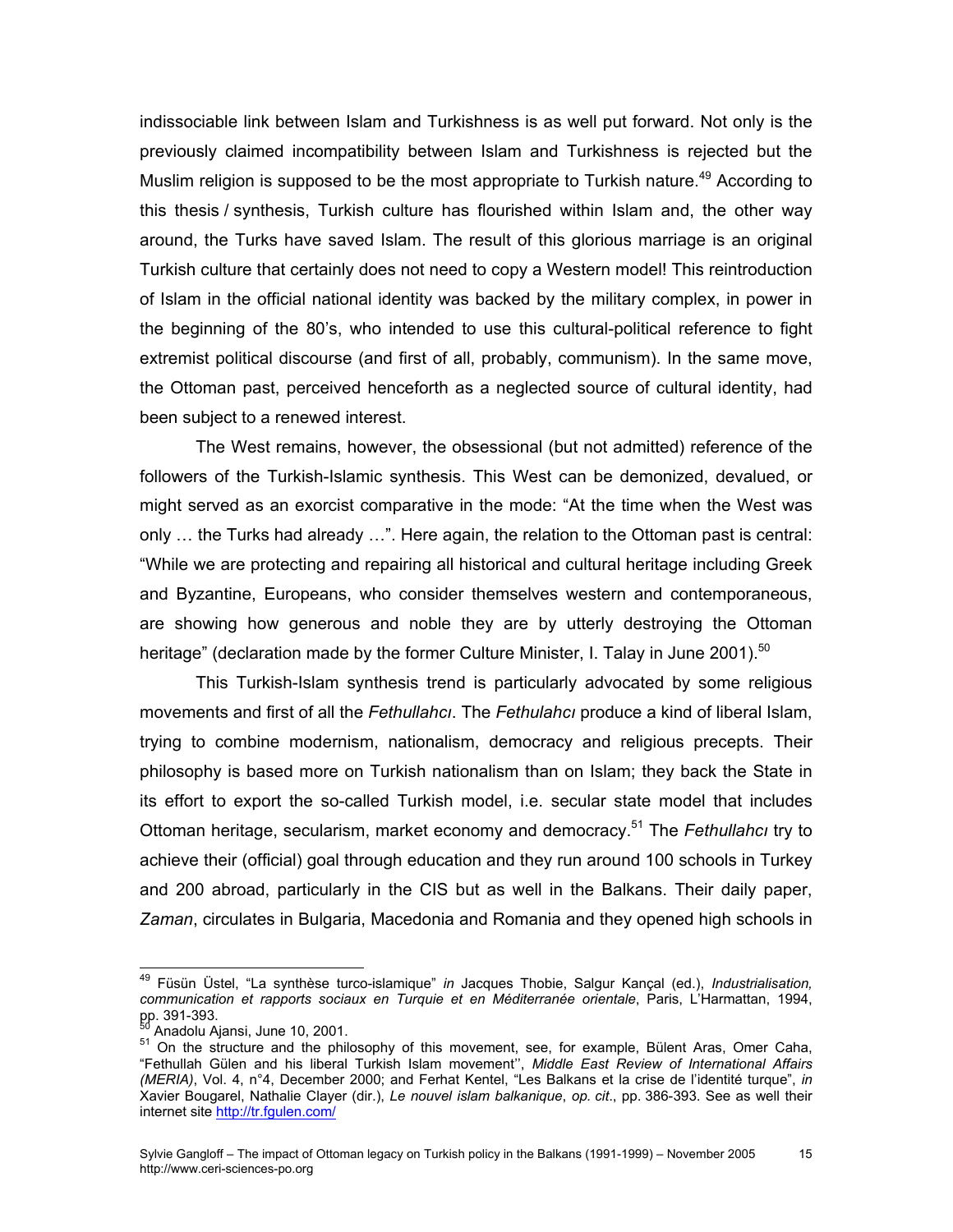indissociable link between Islam and Turkishness is as well put forward. Not only is the previously claimed incompatibility between Islam and Turkishness is rejected but the Muslim religion is supposed to be the most appropriate to Turkish nature.[49] According to this thesis / synthesis, Turkish culture has flourished within Islam and, the other way around, the Turks have saved Islam. The result of this glorious marriage is an original Turkish culture that certainly does not need to copy a Western model! This reintroduction of Islam in the official national identity was backed by the military complex, in power in the beginning of the 80's, who intended to use this cultural-political reference to fight extremist political discourse (and first of all, probably, communism). In the same move, the Ottoman past, perceived henceforth as a neglected source of cultural identity, had been subject to a renewed interest.

The West remains, however, the obsessional (but not admitted) reference of the followers of the Turkish-Islamic synthesis. This West can be demonized, devalued, or might served as an exorcist comparative in the mode: "At the time when the West was only … the Turks had already …". Here again, the relation to the Ottoman past is central: "While we are protecting and repairing all historical and cultural heritage including Greek and Byzantine, Europeans, who consider themselves western and contemporaneous, are showing how generous and noble they are by utterly destroying the Ottoman heritage" (declaration made by the former Culture Minister, I. Talay in June 2001).[50]

This Turkish-Islam synthesis trend is particularly advocated by some religious movements and first of all the *Fethullahcı*. The *Fethulahcı* produce a kind of liberal Islam, trying to combine modernism, nationalism, democracy and religious precepts. Their philosophy is based more on Turkish nationalism than on Islam; they back the State in its effort to export the so-called Turkish model, i.e. secular state model that includes Ottoman heritage, secularism, market economy and democracy.[51] The *Fethullahcı* try to achieve their (official) goal through education and they run around 100 schools in Turkey and 200 abroad, particularly in the CIS but as well in the Balkans. Their daily paper, *Zaman*, circulates in Bulgaria, Macedonia and Romania and they opened high schools in

---

[49] Füsün Üstel, "La synthèse turco-islamique" *in* Jacques Thobie, Salgur Kançal (ed.), *Industrialisation, communication et rapports sociaux en Turquie et en Méditerranée orientale*, Paris, L'Harmattan, 1994, pp. 391-393.

[50] Anadolu Ajansi, June 10, 2001.

[51] On the structure and the philosophy of this movement, see, for example, Bülent Aras, Omer Caha, "Fethullah Gülen and his liberal Turkish Islam movement'', *Middle East Review of International Affairs (MERIA)*, Vol. 4, n°4, December 2000; and Ferhat Kentel, "Les Balkans et la crise de l'identité turque", *in* Xavier Bougarel, Nathalie Clayer (dir.), *Le nouvel islam balkanique*, *op. cit*., pp. 386-393. See as well their internet site http://tr.fgulen.com/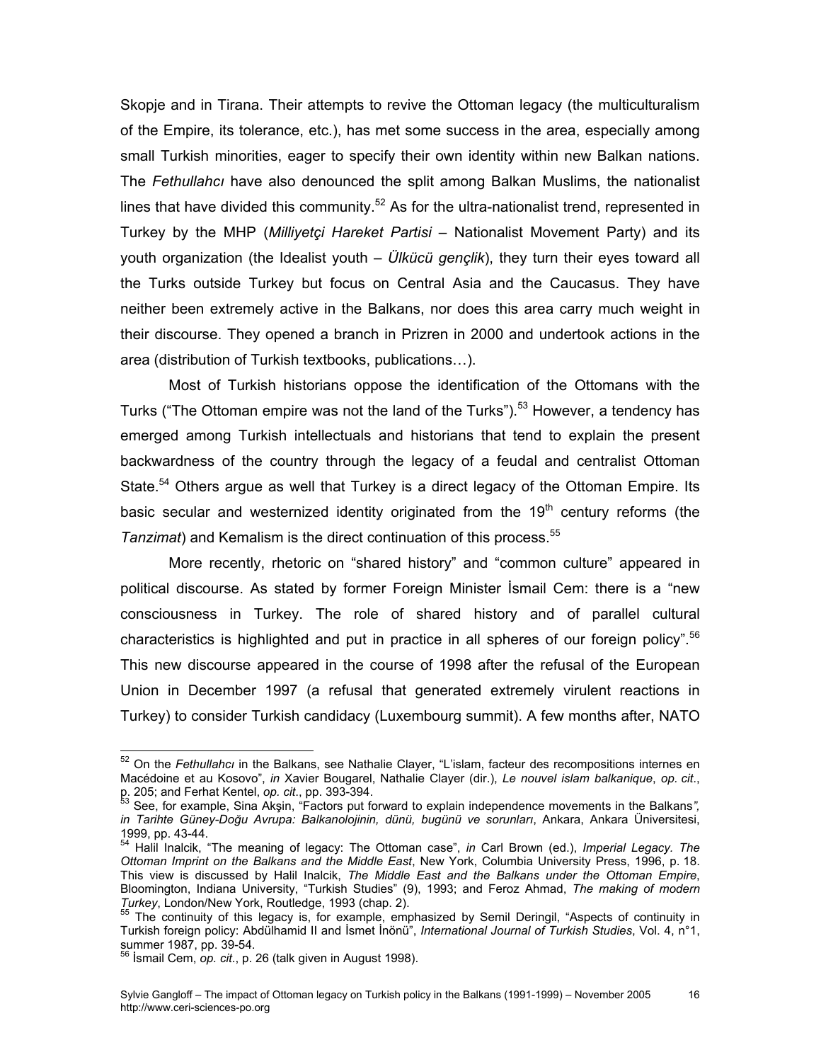Skopje and in Tirana. Their attempts to revive the Ottoman legacy (the multiculturalism of the Empire, its tolerance, etc.), has met some success in the area, especially among small Turkish minorities, eager to specify their own identity within new Balkan nations. The *Fethullahcı* have also denounced the split among Balkan Muslims, the nationalist lines that have divided this community.[52] As for the ultra-nationalist trend, represented in Turkey by the MHP (*Milliyetçi Hareket Partisi* – Nationalist Movement Party) and its youth organization (the Idealist youth – *Ülkücü gençlik*), they turn their eyes toward all the Turks outside Turkey but focus on Central Asia and the Caucasus. They have neither been extremely active in the Balkans, nor does this area carry much weight in their discourse. They opened a branch in Prizren in 2000 and undertook actions in the area (distribution of Turkish textbooks, publications…).

Most of Turkish historians oppose the identification of the Ottomans with the Turks ("The Ottoman empire was not the land of the Turks").[53] However, a tendency has emerged among Turkish intellectuals and historians that tend to explain the present backwardness of the country through the legacy of a feudal and centralist Ottoman State.[54] Others argue as well that Turkey is a direct legacy of the Ottoman Empire. Its basic secular and westernized identity originated from the 19th century reforms (the *Tanzimat*) and Kemalism is the direct continuation of this process.[55]

More recently, rhetoric on "shared history" and "common culture" appeared in political discourse. As stated by former Foreign Minister İsmail Cem: there is a "new consciousness in Turkey. The role of shared history and of parallel cultural characteristics is highlighted and put in practice in all spheres of our foreign policy".[56] This new discourse appeared in the course of 1998 after the refusal of the European Union in December 1997 (a refusal that generated extremely virulent reactions in Turkey) to consider Turkish candidacy (Luxembourg summit). A few months after, NATO

---

[52] On the *Fethullahcı* in the Balkans, see Nathalie Clayer, "L'islam, facteur des recompositions internes en Macédoine et au Kosovo", *in* Xavier Bougarel, Nathalie Clayer (dir.), *Le nouvel islam balkanique*, *op. cit*., p. 205; and Ferhat Kentel, *op. cit*., pp. 393-394.

[53] See, for example, Sina Akşin, "Factors put forward to explain independence movements in the Balkans*", in Tarihte Güney-Doğu Avrupa: Balkanolojinin, dünü, bugünü ve sorunları*, Ankara, Ankara Üniversitesi, 1999, pp. 43-44.

[54] Halil Inalcik, "The meaning of legacy: The Ottoman case", *in* Carl Brown (ed.), *Imperial Legacy. The Ottoman Imprint on the Balkans and the Middle East*, New York, Columbia University Press, 1996, p. 18. This view is discussed by Halil Inalcik, *The Middle East and the Balkans under the Ottoman Empire*, Bloomington, Indiana University, "Turkish Studies" (9), 1993; and Feroz Ahmad, *The making of modern Turkey*, London/New York, Routledge, 1993 (chap. 2).

[55] The continuity of this legacy is, for example, emphasized by Semil Deringil, "Aspects of continuity in Turkish foreign policy: Abdülhamid II and İsmet İnönü", *International Journal of Turkish Studies*, Vol. 4, n°1, summer 1987, pp. 39-54.

[56] İsmail Cem, *op. cit*., p. 26 (talk given in August 1998).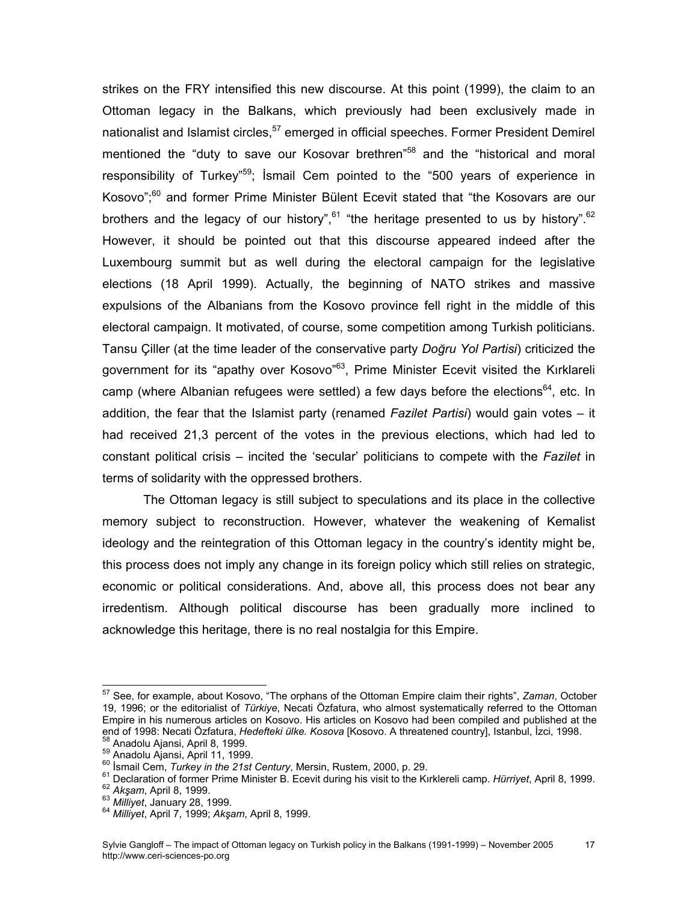strikes on the FRY intensified this new discourse. At this point (1999), the claim to an Ottoman legacy in the Balkans, which previously had been exclusively made in nationalist and Islamist circles,[57] emerged in official speeches. Former President Demirel mentioned the "duty to save our Kosovar brethren"[58] and the "historical and moral responsibility of Turkey"[59]; İsmail Cem pointed to the "500 years of experience in Kosovo";[60] and former Prime Minister Bülent Ecevit stated that "the Kosovars are our brothers and the legacy of our history",[61] "the heritage presented to us by history".[62] However, it should be pointed out that this discourse appeared indeed after the Luxembourg summit but as well during the electoral campaign for the legislative elections (18 April 1999). Actually, the beginning of NATO strikes and massive expulsions of the Albanians from the Kosovo province fell right in the middle of this electoral campaign. It motivated, of course, some competition among Turkish politicians. Tansu Çiller (at the time leader of the conservative party *Doğru Yol Partisi*) criticized the government for its "apathy over Kosovo"[63], Prime Minister Ecevit visited the Kırklareli camp (where Albanian refugees were settled) a few days before the elections[64], etc. In addition, the fear that the Islamist party (renamed *Fazilet Partisi*) would gain votes – it had received 21,3 percent of the votes in the previous elections, which had led to constant political crisis – incited the 'secular' politicians to compete with the *Fazilet* in terms of solidarity with the oppressed brothers.

The Ottoman legacy is still subject to speculations and its place in the collective memory subject to reconstruction. However, whatever the weakening of Kemalist ideology and the reintegration of this Ottoman legacy in the country's identity might be, this process does not imply any change in its foreign policy which still relies on strategic, economic or political considerations. And, above all, this process does not bear any irredentism. Although political discourse has been gradually more inclined to acknowledge this heritage, there is no real nostalgia for this Empire.

---

[57] See, for example, about Kosovo, "The orphans of the Ottoman Empire claim their rights", *Zaman*, October 19, 1996; or the editorialist of *Türkiye*, Necati Özfatura, who almost systematically referred to the Ottoman Empire in his numerous articles on Kosovo. His articles on Kosovo had been compiled and published at the end of 1998: Necati Özfatura, *Hedefteki ülke. Kosova* [Kosovo. A threatened country], Istanbul, İzci, 1998.

[58] Anadolu Ajansi, April 8, 1999.

[59] Anadolu Ajansi, April 11, 1999.

[60] İsmail Cem, *Turkey in the 21st Century*, Mersin, Rustem, 2000, p. 29.

[61] Declaration of former Prime Minister B. Ecevit during his visit to the Kırklereli camp. *Hürriyet*, April 8, 1999.

[62] *Akşam*, April 8, 1999.

[63] *Milliyet*, January 28, 1999.

[64] *Milliyet*, April 7, 1999; *Akşam*, April 8, 1999.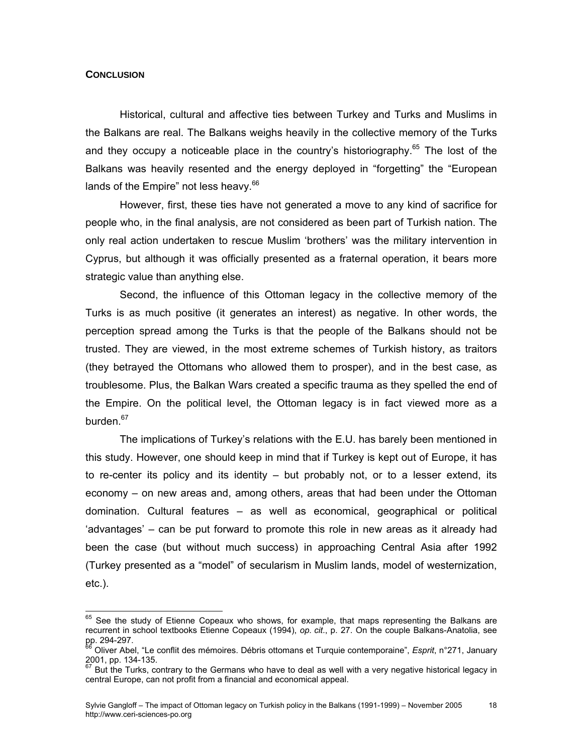## CONCLUSION

Historical, cultural and affective ties between Turkey and Turks and Muslims in the Balkans are real. The Balkans weighs heavily in the collective memory of the Turks and they occupy a noticeable place in the country's historiography.[65] The lost of the Balkans was heavily resented and the energy deployed in "forgetting" the "European lands of the Empire" not less heavy.[66]

However, first, these ties have not generated a move to any kind of sacrifice for people who, in the final analysis, are not considered as been part of Turkish nation. The only real action undertaken to rescue Muslim 'brothers' was the military intervention in Cyprus, but although it was officially presented as a fraternal operation, it bears more strategic value than anything else.

Second, the influence of this Ottoman legacy in the collective memory of the Turks is as much positive (it generates an interest) as negative. In other words, the perception spread among the Turks is that the people of the Balkans should not be trusted. They are viewed, in the most extreme schemes of Turkish history, as traitors (they betrayed the Ottomans who allowed them to prosper), and in the best case, as troublesome. Plus, the Balkan Wars created a specific trauma as they spelled the end of the Empire. On the political level, the Ottoman legacy is in fact viewed more as a burden.[67]

The implications of Turkey's relations with the E.U. has barely been mentioned in this study. However, one should keep in mind that if Turkey is kept out of Europe, it has to re-center its policy and its identity – but probably not, or to a lesser extend, its economy – on new areas and, among others, areas that had been under the Ottoman domination. Cultural features – as well as economical, geographical or political 'advantages' – can be put forward to promote this role in new areas as it already had been the case (but without much success) in approaching Central Asia after 1992 (Turkey presented as a "model" of secularism in Muslim lands, model of westernization, etc.).

[65] See the study of Etienne Copeaux who shows, for example, that maps representing the Balkans are recurrent in school textbooks Etienne Copeaux (1994), *op. cit.*, p. 27. On the couple Balkans-Anatolia, see pp. 294-297.

[66] Oliver Abel, "Le conflit des mémoires. Débris ottomans et Turquie contemporaine", *Esprit*, n°271, January 2001, pp. 134-135.

[67] But the Turks, contrary to the Germans who have to deal as well with a very negative historical legacy in central Europe, can not profit from a financial and economical appeal.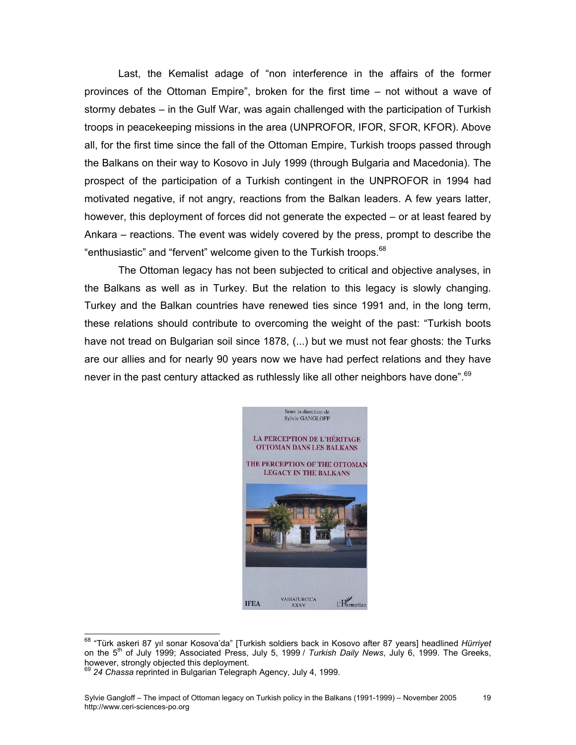Last, the Kemalist adage of "non interference in the affairs of the former provinces of the Ottoman Empire", broken for the first time – not without a wave of stormy debates – in the Gulf War, was again challenged with the participation of Turkish troops in peacekeeping missions in the area (UNPROFOR, IFOR, SFOR, KFOR). Above all, for the first time since the fall of the Ottoman Empire, Turkish troops passed through the Balkans on their way to Kosovo in July 1999 (through Bulgaria and Macedonia). The prospect of the participation of a Turkish contingent in the UNPROFOR in 1994 had motivated negative, if not angry, reactions from the Balkan leaders. A few years latter, however, this deployment of forces did not generate the expected – or at least feared by Ankara – reactions. The event was widely covered by the press, prompt to describe the "enthusiastic" and "fervent" welcome given to the Turkish troops.[68]

The Ottoman legacy has not been subjected to critical and objective analyses, in the Balkans as well as in Turkey. But the relation to this legacy is slowly changing. Turkey and the Balkan countries have renewed ties since 1991 and, in the long term, these relations should contribute to overcoming the weight of the past: "Turkish boots have not tread on Bulgarian soil since 1878, (...) but we must not fear ghosts: the Turks are our allies and for nearly 90 years now we have had perfect relations and they have never in the past century attacked as ruthlessly like all other neighbors have done".[69]

Sous la direction de
Sylvie GANGLOFF

LA PERCEPTION DE L'HÉRITAGE OTTOMAN DANS LES BALKANS

THE PERCEPTION OF THE OTTOMAN LEGACY IN THE BALKANS

IFEA — VARIATURCICA XXXV — L'Harmattan

---

[68] "Türk askeri 87 yıl sonar Kosova'da" [Turkish soldiers back in Kosovo after 87 years] headlined *Hürriyet* on the 5th of July 1999; Associated Press, July 5, 1999 / *Turkish Daily News*, July 6, 1999. The Greeks, however, strongly objected this deployment.

[69] *24 Chassa* reprinted in Bulgarian Telegraph Agency, July 4, 1999.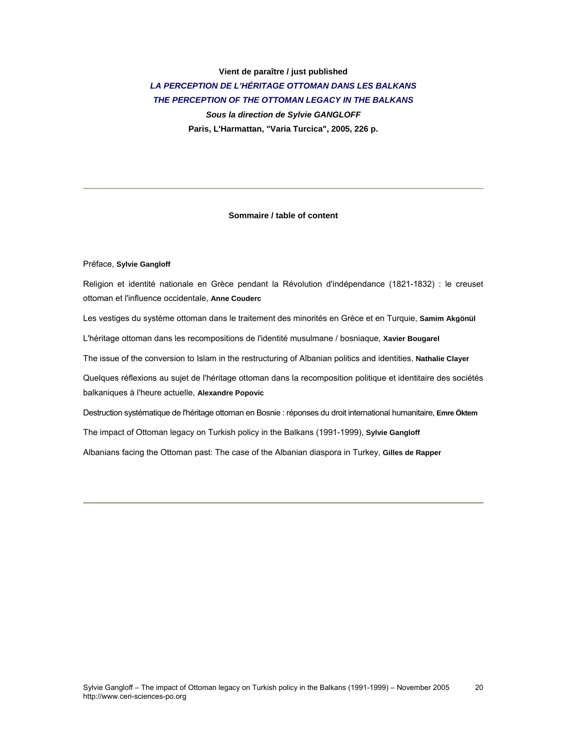**Vient de paraître / just published**

***LA PERCEPTION DE L'HÉRITAGE OTTOMAN DANS LES BALKANS***

***THE PERCEPTION OF THE OTTOMAN LEGACY IN THE BALKANS***

***Sous la direction de Sylvie GANGLOFF***

**Paris, L'Harmattan, "Varia Turcica", 2005, 226 p.**

---

**Sommaire / table of content**

Préface, **Sylvie Gangloff**

Religion et identité nationale en Grèce pendant la Révolution d'indépendance (1821-1832) : le creuset ottoman et l'influence occidentale, **Anne Couderc**

Les vestiges du système ottoman dans le traitement des minorités en Grèce et en Turquie, **Samim Akgönül**

L'héritage ottoman dans les recompositions de l'identité musulmane / bosniaque, **Xavier Bougarel**

The issue of the conversion to Islam in the restructuring of Albanian politics and identities, **Nathalie Clayer**

Quelques réflexions au sujet de l'héritage ottoman dans la recomposition politique et identitaire des sociétés balkaniques à l'heure actuelle, **Alexandre Popovic**

Destruction systématique de l'héritage ottoman en Bosnie : réponses du droit international humanitaire, **Emre Öktem**

The impact of Ottoman legacy on Turkish policy in the Balkans (1991-1999), **Sylvie Gangloff**

Albanians facing the Ottoman past: The case of the Albanian diaspora in Turkey, **Gilles de Rapper**

---